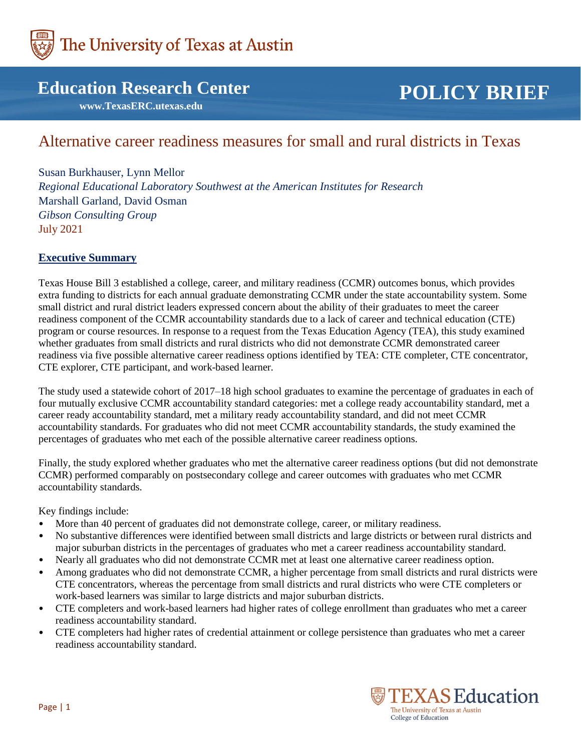The University of Texas at Austin

# Education Research Center

**www.TexasERC.utexas.edu**

# POLICY BRIEF

## Alternative career readiness measures for small and rural districts in Texas

Susan Burkhauser, Lynn Mellor
*Regional Educational Laboratory Southwest at the American Institutes for Research*
Marshall Garland, David Osman
*Gibson Consulting Group*
July 2021

### Executive Summary

Texas House Bill 3 established a college, career, and military readiness (CCMR) outcomes bonus, which provides extra funding to districts for each annual graduate demonstrating CCMR under the state accountability system. Some small district and rural district leaders expressed concern about the ability of their graduates to meet the career readiness component of the CCMR accountability standards due to a lack of career and technical education (CTE) program or course resources. In response to a request from the Texas Education Agency (TEA), this study examined whether graduates from small districts and rural districts who did not demonstrate CCMR demonstrated career readiness via five possible alternative career readiness options identified by TEA: CTE completer, CTE concentrator, CTE explorer, CTE participant, and work-based learner.

The study used a statewide cohort of 2017–18 high school graduates to examine the percentage of graduates in each of four mutually exclusive CCMR accountability standard categories: met a college ready accountability standard, met a career ready accountability standard, met a military ready accountability standard, and did not meet CCMR accountability standards. For graduates who did not meet CCMR accountability standards, the study examined the percentages of graduates who met each of the possible alternative career readiness options.

Finally, the study explored whether graduates who met the alternative career readiness options (but did not demonstrate CCMR) performed comparably on postsecondary college and career outcomes with graduates who met CCMR accountability standards.

Key findings include:

- More than 40 percent of graduates did not demonstrate college, career, or military readiness.
- No substantive differences were identified between small districts and large districts or between rural districts and major suburban districts in the percentages of graduates who met a career readiness accountability standard.
- Nearly all graduates who did not demonstrate CCMR met at least one alternative career readiness option.
- Among graduates who did not demonstrate CCMR, a higher percentage from small districts and rural districts were CTE concentrators, whereas the percentage from small districts and rural districts who were CTE completers or work-based learners was similar to large districts and major suburban districts.
- CTE completers and work-based learners had higher rates of college enrollment than graduates who met a career readiness accountability standard.
- CTE completers had higher rates of credential attainment or college persistence than graduates who met a career readiness accountability standard.

TEXAS Education
The University of Texas at Austin
College of Education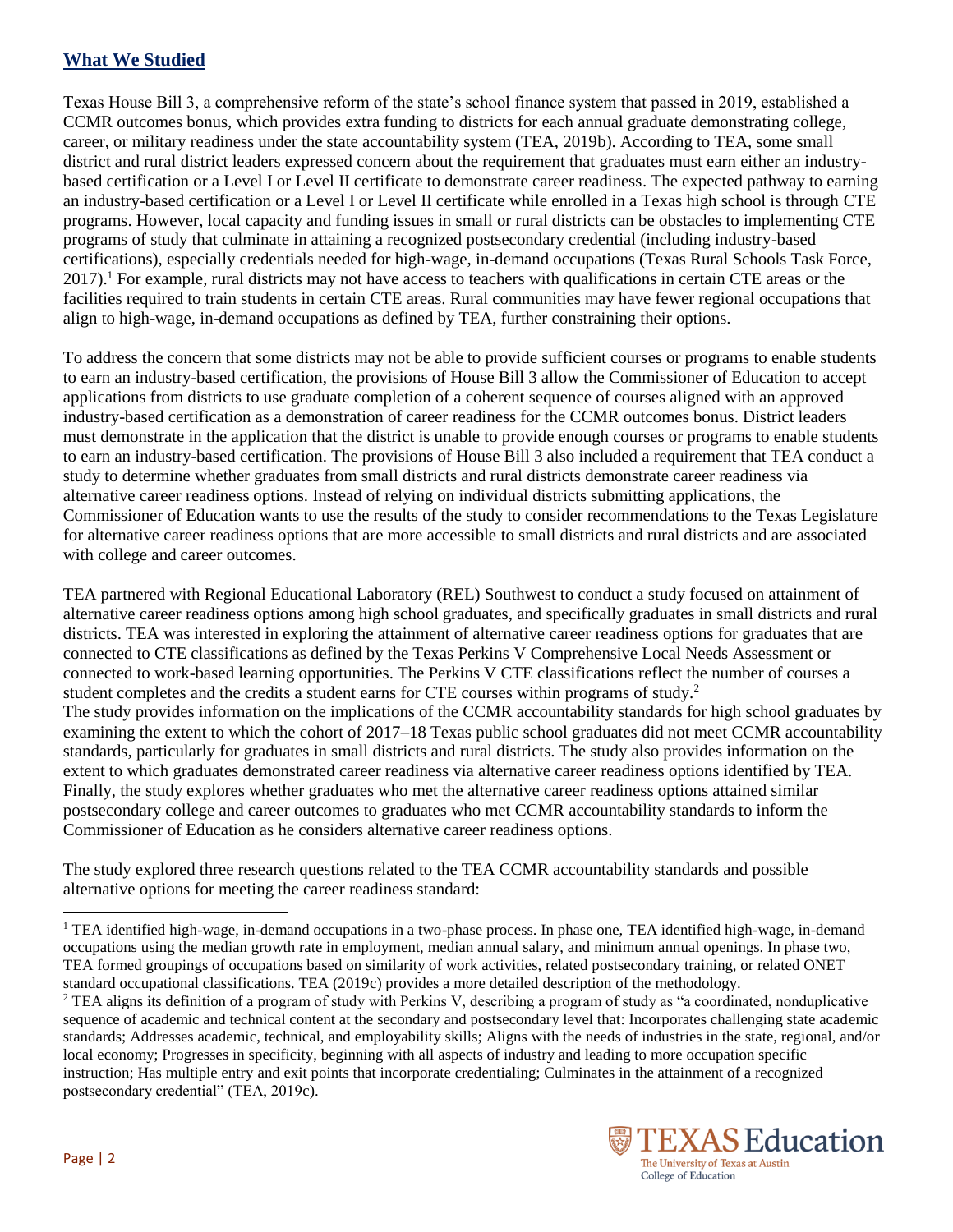## What We Studied

Texas House Bill 3, a comprehensive reform of the state's school finance system that passed in 2019, established a CCMR outcomes bonus, which provides extra funding to districts for each annual graduate demonstrating college, career, or military readiness under the state accountability system (TEA, 2019b). According to TEA, some small district and rural district leaders expressed concern about the requirement that graduates must earn either an industry-based certification or a Level I or Level II certificate to demonstrate career readiness. The expected pathway to earning an industry-based certification or a Level I or Level II certificate while enrolled in a Texas high school is through CTE programs. However, local capacity and funding issues in small or rural districts can be obstacles to implementing CTE programs of study that culminate in attaining a recognized postsecondary credential (including industry-based certifications), especially credentials needed for high-wage, in-demand occupations (Texas Rural Schools Task Force, 2017).[1] For example, rural districts may not have access to teachers with qualifications in certain CTE areas or the facilities required to train students in certain CTE areas. Rural communities may have fewer regional occupations that align to high-wage, in-demand occupations as defined by TEA, further constraining their options.

To address the concern that some districts may not be able to provide sufficient courses or programs to enable students to earn an industry-based certification, the provisions of House Bill 3 allow the Commissioner of Education to accept applications from districts to use graduate completion of a coherent sequence of courses aligned with an approved industry-based certification as a demonstration of career readiness for the CCMR outcomes bonus. District leaders must demonstrate in the application that the district is unable to provide enough courses or programs to enable students to earn an industry-based certification. The provisions of House Bill 3 also included a requirement that TEA conduct a study to determine whether graduates from small districts and rural districts demonstrate career readiness via alternative career readiness options. Instead of relying on individual districts submitting applications, the Commissioner of Education wants to use the results of the study to consider recommendations to the Texas Legislature for alternative career readiness options that are more accessible to small districts and rural districts and are associated with college and career outcomes.

TEA partnered with Regional Educational Laboratory (REL) Southwest to conduct a study focused on attainment of alternative career readiness options among high school graduates, and specifically graduates in small districts and rural districts. TEA was interested in exploring the attainment of alternative career readiness options for graduates that are connected to CTE classifications as defined by the Texas Perkins V Comprehensive Local Needs Assessment or connected to work-based learning opportunities. The Perkins V CTE classifications reflect the number of courses a student completes and the credits a student earns for CTE courses within programs of study.[2]

The study provides information on the implications of the CCMR accountability standards for high school graduates by examining the extent to which the cohort of 2017–18 Texas public school graduates did not meet CCMR accountability standards, particularly for graduates in small districts and rural districts. The study also provides information on the extent to which graduates demonstrated career readiness via alternative career readiness options identified by TEA. Finally, the study explores whether graduates who met the alternative career readiness options attained similar postsecondary college and career outcomes to graduates who met CCMR accountability standards to inform the Commissioner of Education as he considers alternative career readiness options.

The study explored three research questions related to the TEA CCMR accountability standards and possible alternative options for meeting the career readiness standard:

---

[1] TEA identified high-wage, in-demand occupations in a two-phase process. In phase one, TEA identified high-wage, in-demand occupations using the median growth rate in employment, median annual salary, and minimum annual openings. In phase two, TEA formed groupings of occupations based on similarity of work activities, related postsecondary training, or related ONET standard occupational classifications. TEA (2019c) provides a more detailed description of the methodology.

[2] TEA aligns its definition of a program of study with Perkins V, describing a program of study as "a coordinated, nonduplicative sequence of academic and technical content at the secondary and postsecondary level that: Incorporates challenging state academic standards; Addresses academic, technical, and employability skills; Aligns with the needs of industries in the state, regional, and/or local economy; Progresses in specificity, beginning with all aspects of industry and leading to more occupation specific instruction; Has multiple entry and exit points that incorporate credentialing; Culminates in the attainment of a recognized postsecondary credential" (TEA, 2019c).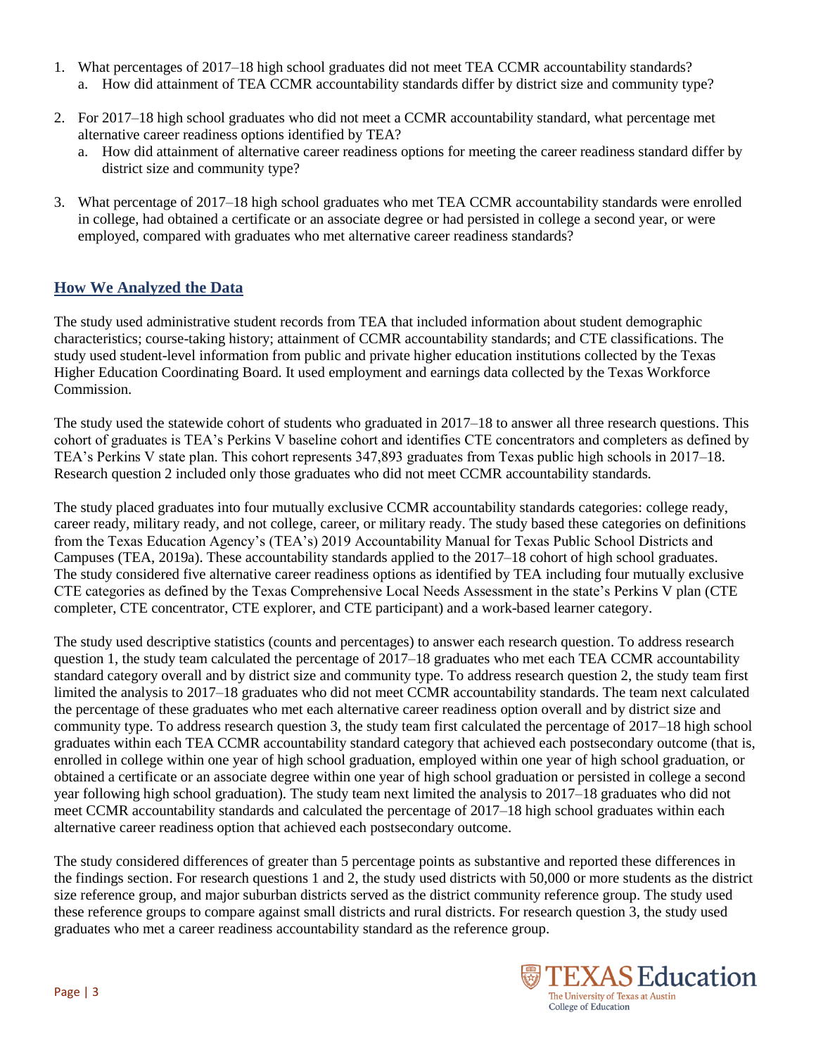1. What percentages of 2017–18 high school graduates did not meet TEA CCMR accountability standards?
   a. How did attainment of TEA CCMR accountability standards differ by district size and community type?
2. For 2017–18 high school graduates who did not meet a CCMR accountability standard, what percentage met alternative career readiness options identified by TEA?
   a. How did attainment of alternative career readiness options for meeting the career readiness standard differ by district size and community type?
3. What percentage of 2017–18 high school graduates who met TEA CCMR accountability standards were enrolled in college, had obtained a certificate or an associate degree or had persisted in college a second year, or were employed, compared with graduates who met alternative career readiness standards?

## How We Analyzed the Data

The study used administrative student records from TEA that included information about student demographic characteristics; course-taking history; attainment of CCMR accountability standards; and CTE classifications. The study used student-level information from public and private higher education institutions collected by the Texas Higher Education Coordinating Board. It used employment and earnings data collected by the Texas Workforce Commission.

The study used the statewide cohort of students who graduated in 2017–18 to answer all three research questions. This cohort of graduates is TEA's Perkins V baseline cohort and identifies CTE concentrators and completers as defined by TEA's Perkins V state plan. This cohort represents 347,893 graduates from Texas public high schools in 2017–18. Research question 2 included only those graduates who did not meet CCMR accountability standards.

The study placed graduates into four mutually exclusive CCMR accountability standards categories: college ready, career ready, military ready, and not college, career, or military ready. The study based these categories on definitions from the Texas Education Agency's (TEA's) 2019 Accountability Manual for Texas Public School Districts and Campuses (TEA, 2019a). These accountability standards applied to the 2017–18 cohort of high school graduates. The study considered five alternative career readiness options as identified by TEA including four mutually exclusive CTE categories as defined by the Texas Comprehensive Local Needs Assessment in the state's Perkins V plan (CTE completer, CTE concentrator, CTE explorer, and CTE participant) and a work-based learner category.

The study used descriptive statistics (counts and percentages) to answer each research question. To address research question 1, the study team calculated the percentage of 2017–18 graduates who met each TEA CCMR accountability standard category overall and by district size and community type. To address research question 2, the study team first limited the analysis to 2017–18 graduates who did not meet CCMR accountability standards. The team next calculated the percentage of these graduates who met each alternative career readiness option overall and by district size and community type. To address research question 3, the study team first calculated the percentage of 2017–18 high school graduates within each TEA CCMR accountability standard category that achieved each postsecondary outcome (that is, enrolled in college within one year of high school graduation, employed within one year of high school graduation, or obtained a certificate or an associate degree within one year of high school graduation or persisted in college a second year following high school graduation). The study team next limited the analysis to 2017–18 graduates who did not meet CCMR accountability standards and calculated the percentage of 2017–18 high school graduates within each alternative career readiness option that achieved each postsecondary outcome.

The study considered differences of greater than 5 percentage points as substantive and reported these differences in the findings section. For research questions 1 and 2, the study used districts with 50,000 or more students as the district size reference group, and major suburban districts served as the district community reference group. The study used these reference groups to compare against small districts and rural districts. For research question 3, the study used graduates who met a career readiness accountability standard as the reference group.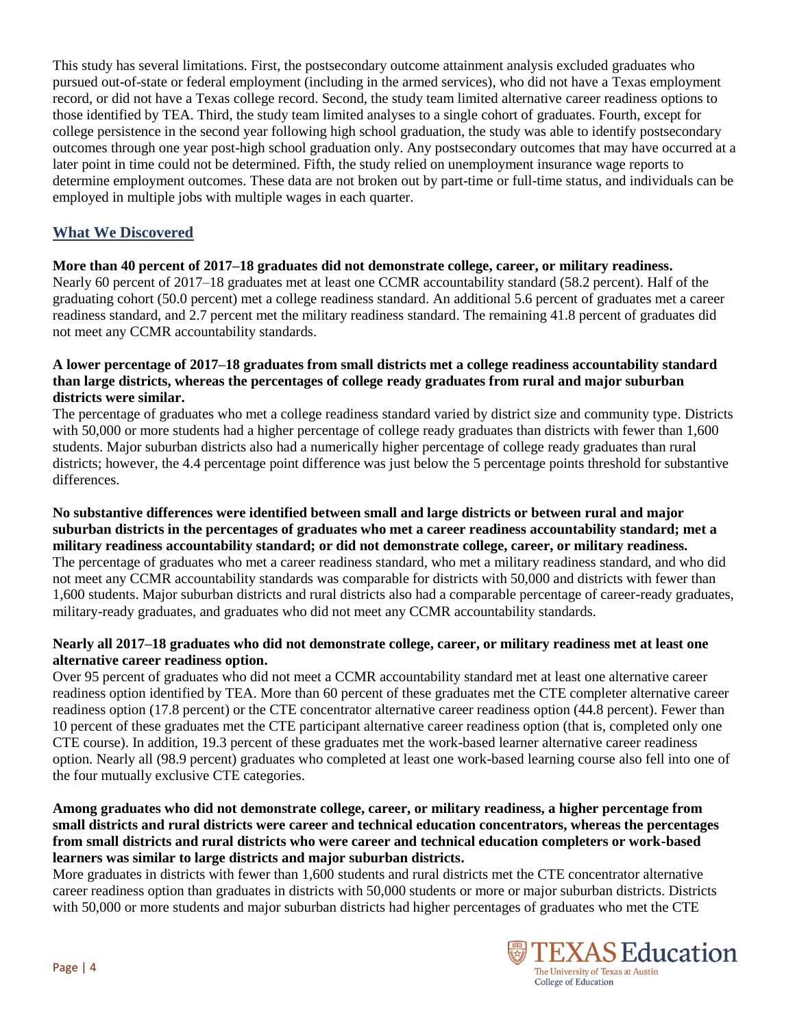This study has several limitations. First, the postsecondary outcome attainment analysis excluded graduates who pursued out-of-state or federal employment (including in the armed services), who did not have a Texas employment record, or did not have a Texas college record. Second, the study team limited alternative career readiness options to those identified by TEA. Third, the study team limited analyses to a single cohort of graduates. Fourth, except for college persistence in the second year following high school graduation, the study was able to identify postsecondary outcomes through one year post-high school graduation only. Any postsecondary outcomes that may have occurred at a later point in time could not be determined. Fifth, the study relied on unemployment insurance wage reports to determine employment outcomes. These data are not broken out by part-time or full-time status, and individuals can be employed in multiple jobs with multiple wages in each quarter.

## What We Discovered

**More than 40 percent of 2017–18 graduates did not demonstrate college, career, or military readiness.**
Nearly 60 percent of 2017–18 graduates met at least one CCMR accountability standard (58.2 percent). Half of the graduating cohort (50.0 percent) met a college readiness standard. An additional 5.6 percent of graduates met a career readiness standard, and 2.7 percent met the military readiness standard. The remaining 41.8 percent of graduates did not meet any CCMR accountability standards.

**A lower percentage of 2017–18 graduates from small districts met a college readiness accountability standard than large districts, whereas the percentages of college ready graduates from rural and major suburban districts were similar.**
The percentage of graduates who met a college readiness standard varied by district size and community type. Districts with 50,000 or more students had a higher percentage of college ready graduates than districts with fewer than 1,600 students. Major suburban districts also had a numerically higher percentage of college ready graduates than rural districts; however, the 4.4 percentage point difference was just below the 5 percentage points threshold for substantive differences.

**No substantive differences were identified between small and large districts or between rural and major suburban districts in the percentages of graduates who met a career readiness accountability standard; met a military readiness accountability standard; or did not demonstrate college, career, or military readiness.**
The percentage of graduates who met a career readiness standard, who met a military readiness standard, and who did not meet any CCMR accountability standards was comparable for districts with 50,000 and districts with fewer than 1,600 students. Major suburban districts and rural districts also had a comparable percentage of career-ready graduates, military-ready graduates, and graduates who did not meet any CCMR accountability standards.

**Nearly all 2017–18 graduates who did not demonstrate college, career, or military readiness met at least one alternative career readiness option.**
Over 95 percent of graduates who did not meet a CCMR accountability standard met at least one alternative career readiness option identified by TEA. More than 60 percent of these graduates met the CTE completer alternative career readiness option (17.8 percent) or the CTE concentrator alternative career readiness option (44.8 percent). Fewer than 10 percent of these graduates met the CTE participant alternative career readiness option (that is, completed only one CTE course). In addition, 19.3 percent of these graduates met the work-based learner alternative career readiness option. Nearly all (98.9 percent) graduates who completed at least one work-based learning course also fell into one of the four mutually exclusive CTE categories.

**Among graduates who did not demonstrate college, career, or military readiness, a higher percentage from small districts and rural districts were career and technical education concentrators, whereas the percentages from small districts and rural districts who were career and technical education completers or work-based learners was similar to large districts and major suburban districts.**
More graduates in districts with fewer than 1,600 students and rural districts met the CTE concentrator alternative career readiness option than graduates in districts with 50,000 students or more or major suburban districts. Districts with 50,000 or more students and major suburban districts had higher percentages of graduates who met the CTE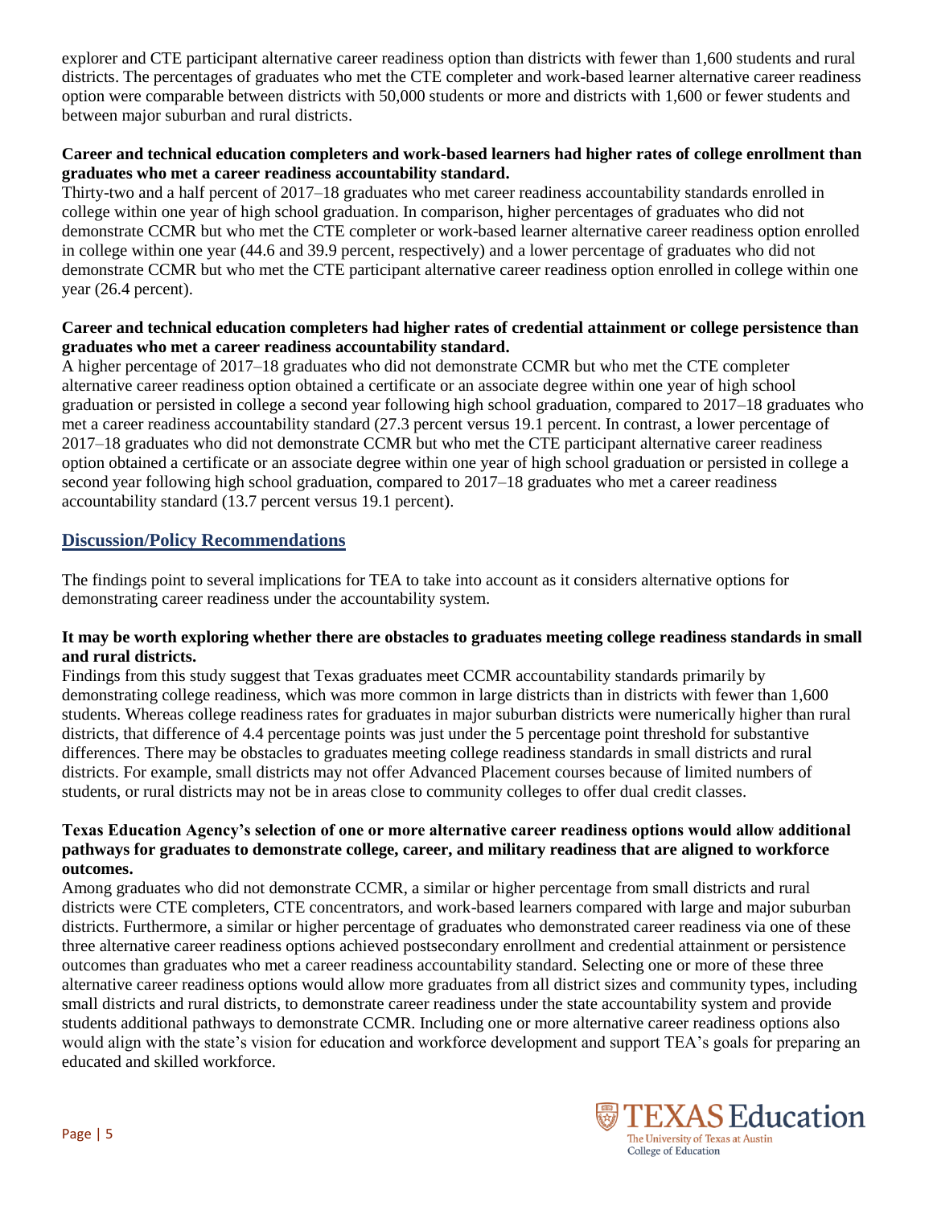explorer and CTE participant alternative career readiness option than districts with fewer than 1,600 students and rural districts. The percentages of graduates who met the CTE completer and work-based learner alternative career readiness option were comparable between districts with 50,000 students or more and districts with 1,600 or fewer students and between major suburban and rural districts.

**Career and technical education completers and work-based learners had higher rates of college enrollment than graduates who met a career readiness accountability standard.**

Thirty-two and a half percent of 2017–18 graduates who met career readiness accountability standards enrolled in college within one year of high school graduation. In comparison, higher percentages of graduates who did not demonstrate CCMR but who met the CTE completer or work-based learner alternative career readiness option enrolled in college within one year (44.6 and 39.9 percent, respectively) and a lower percentage of graduates who did not demonstrate CCMR but who met the CTE participant alternative career readiness option enrolled in college within one year (26.4 percent).

**Career and technical education completers had higher rates of credential attainment or college persistence than graduates who met a career readiness accountability standard.**

A higher percentage of 2017–18 graduates who did not demonstrate CCMR but who met the CTE completer alternative career readiness option obtained a certificate or an associate degree within one year of high school graduation or persisted in college a second year following high school graduation, compared to 2017–18 graduates who met a career readiness accountability standard (27.3 percent versus 19.1 percent. In contrast, a lower percentage of 2017–18 graduates who did not demonstrate CCMR but who met the CTE participant alternative career readiness option obtained a certificate or an associate degree within one year of high school graduation or persisted in college a second year following high school graduation, compared to 2017–18 graduates who met a career readiness accountability standard (13.7 percent versus 19.1 percent).

## Discussion/Policy Recommendations

The findings point to several implications for TEA to take into account as it considers alternative options for demonstrating career readiness under the accountability system.

**It may be worth exploring whether there are obstacles to graduates meeting college readiness standards in small and rural districts.**

Findings from this study suggest that Texas graduates meet CCMR accountability standards primarily by demonstrating college readiness, which was more common in large districts than in districts with fewer than 1,600 students. Whereas college readiness rates for graduates in major suburban districts were numerically higher than rural districts, that difference of 4.4 percentage points was just under the 5 percentage point threshold for substantive differences. There may be obstacles to graduates meeting college readiness standards in small districts and rural districts. For example, small districts may not offer Advanced Placement courses because of limited numbers of students, or rural districts may not be in areas close to community colleges to offer dual credit classes.

**Texas Education Agency's selection of one or more alternative career readiness options would allow additional pathways for graduates to demonstrate college, career, and military readiness that are aligned to workforce outcomes.**

Among graduates who did not demonstrate CCMR, a similar or higher percentage from small districts and rural districts were CTE completers, CTE concentrators, and work-based learners compared with large and major suburban districts. Furthermore, a similar or higher percentage of graduates who demonstrated career readiness via one of these three alternative career readiness options achieved postsecondary enrollment and credential attainment or persistence outcomes than graduates who met a career readiness accountability standard. Selecting one or more of these three alternative career readiness options would allow more graduates from all district sizes and community types, including small districts and rural districts, to demonstrate career readiness under the state accountability system and provide students additional pathways to demonstrate CCMR. Including one or more alternative career readiness options also would align with the state's vision for education and workforce development and support TEA's goals for preparing an educated and skilled workforce.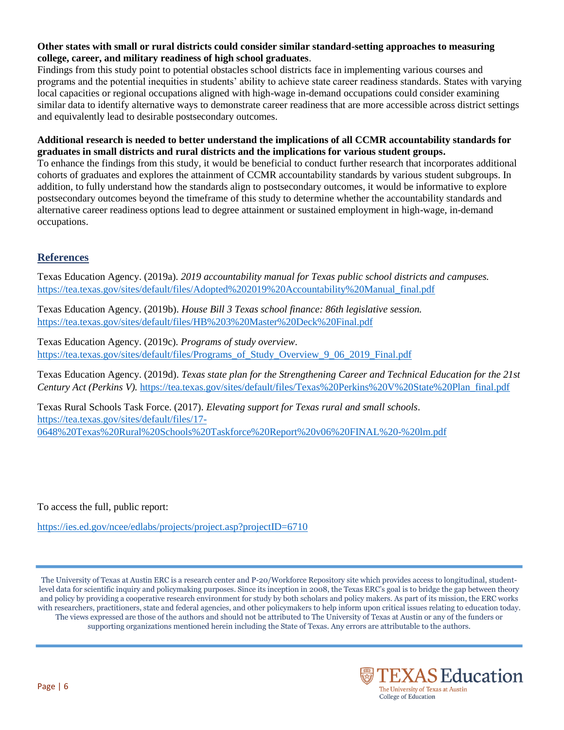**Other states with small or rural districts could consider similar standard-setting approaches to measuring college, career, and military readiness of high school graduates**.

Findings from this study point to potential obstacles school districts face in implementing various courses and programs and the potential inequities in students' ability to achieve state career readiness standards. States with varying local capacities or regional occupations aligned with high-wage in-demand occupations could consider examining similar data to identify alternative ways to demonstrate career readiness that are more accessible across district settings and equivalently lead to desirable postsecondary outcomes.

**Additional research is needed to better understand the implications of all CCMR accountability standards for graduates in small districts and rural districts and the implications for various student groups.**

To enhance the findings from this study, it would be beneficial to conduct further research that incorporates additional cohorts of graduates and explores the attainment of CCMR accountability standards by various student subgroups. In addition, to fully understand how the standards align to postsecondary outcomes, it would be informative to explore postsecondary outcomes beyond the timeframe of this study to determine whether the accountability standards and alternative career readiness options lead to degree attainment or sustained employment in high-wage, in-demand occupations.

## References

Texas Education Agency. (2019a). *2019 accountability manual for Texas public school districts and campuses.* https://tea.texas.gov/sites/default/files/Adopted%202019%20Accountability%20Manual_final.pdf

Texas Education Agency. (2019b). *House Bill 3 Texas school finance: 86th legislative session.* https://tea.texas.gov/sites/default/files/HB%203%20Master%20Deck%20Final.pdf

Texas Education Agency. (2019c). *Programs of study overview*. https://tea.texas.gov/sites/default/files/Programs_of_Study_Overview_9_06_2019_Final.pdf

Texas Education Agency. (2019d). *Texas state plan for the Strengthening Career and Technical Education for the 21st Century Act (Perkins V).* https://tea.texas.gov/sites/default/files/Texas%20Perkins%20V%20State%20Plan_final.pdf

Texas Rural Schools Task Force. (2017). *Elevating support for Texas rural and small schools*. https://tea.texas.gov/sites/default/files/17-0648%20Texas%20Rural%20Schools%20Taskforce%20Report%20v06%20FINAL%20-%20lm.pdf

To access the full, public report:

https://ies.ed.gov/ncee/edlabs/projects/project.asp?projectID=6710

The University of Texas at Austin ERC is a research center and P-20/Workforce Repository site which provides access to longitudinal, student-level data for scientific inquiry and policymaking purposes. Since its inception in 2008, the Texas ERC's goal is to bridge the gap between theory and policy by providing a cooperative research environment for study by both scholars and policy makers. As part of its mission, the ERC works with researchers, practitioners, state and federal agencies, and other policymakers to help inform upon critical issues relating to education today. The views expressed are those of the authors and should not be attributed to The University of Texas at Austin or any of the funders or supporting organizations mentioned herein including the State of Texas. Any errors are attributable to the authors.

TEXAS Education
The University of Texas at Austin
College of Education